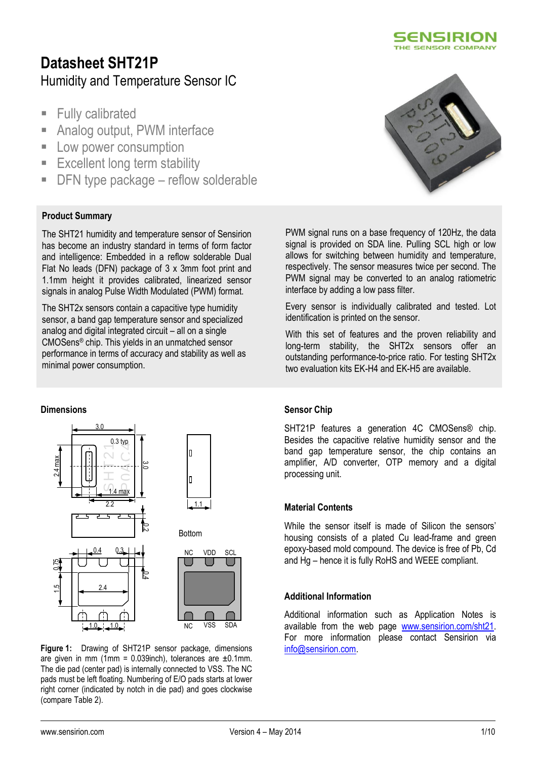# Datasheet SHT21P

Humidity and Temperature Sensor IC

- Fully calibrated
- Analog output, PWM interface
- Low power consumption
- Excellent long term stability
- DFN type package – reflow solderable

## Product Summary

The SHT21 humidity and temperature sensor of Sensirion has become an industry standard in terms of form factor and intelligence: Embedded in a reflow solderable Dual Flat No leads (DFN) package of 3 x 3mm foot print and 1.1mm height it provides calibrated, linearized sensor signals in analog Pulse Width Modulated (PWM) format.

The SHT2x sensors contain a capacitive type humidity sensor, a band gap temperature sensor and specialized analog and digital integrated circuit – all on a single CMOSens® chip. This yields in an unmatched sensor performance in terms of accuracy and stability as well as minimal power consumption.

PWM signal runs on a base frequency of 120Hz, the data signal is provided on SDA line. Pulling SCL high or low allows for switching between humidity and temperature, respectively. The sensor measures twice per second. The PWM signal may be converted to an analog ratiometric interface by adding a low pass filter.

Every sensor is individually calibrated and tested. Lot identification is printed on the sensor.

With this set of features and the proven reliability and long-term stability, the SHT2x sensors offer an outstanding performance-to-price ratio. For testing SHT2x two evaluation kits EK-H4 and EK-H5 are available.

## Dimensions

**Figure 1:** Drawing of SHT21P sensor package, dimensions are given in mm (1mm = 0.039inch), tolerances are ±0.1mm. The die pad (center pad) is internally connected to VSS. The NC pads must be left floating. Numbering of E/O pads starts at lower right corner (indicated by notch in die pad) and goes clockwise (compare Table 2).

## Sensor Chip

SHT21P features a generation 4C CMOSens® chip. Besides the capacitive relative humidity sensor and the band gap temperature sensor, the chip contains an amplifier, A/D converter, OTP memory and a digital processing unit.

## Material Contents

While the sensor itself is made of Silicon the sensors' housing consists of a plated Cu lead-frame and green epoxy-based mold compound. The device is free of Pb, Cd and Hg – hence it is fully RoHS and WEEE compliant.

## Additional Information

Additional information such as Application Notes is available from the web page www.sensirion.com/sht21. For more information please contact Sensirion via info@sensirion.com.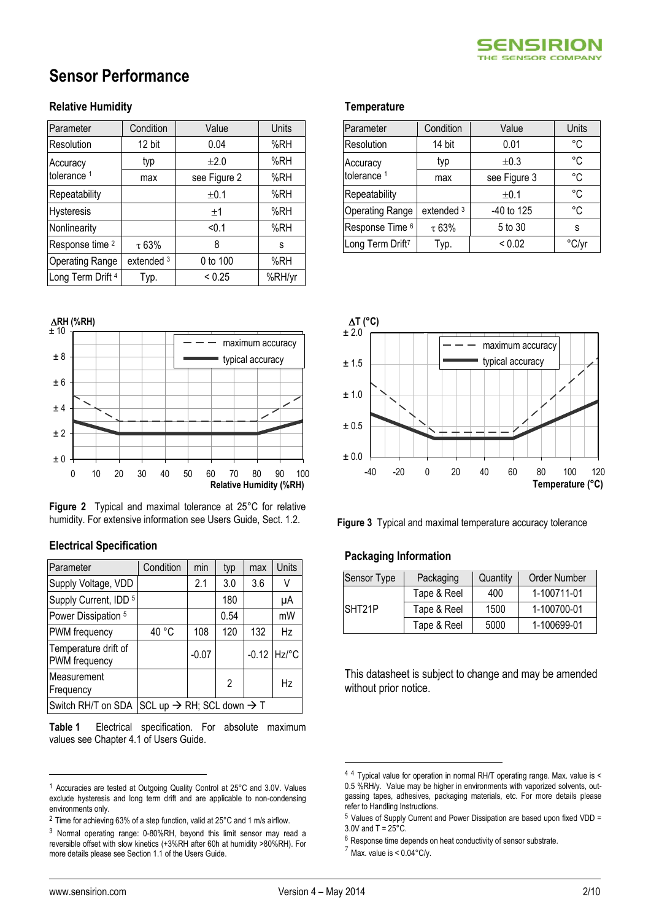# Sensor Performance

## Relative Humidity

| Parameter | Condition | Value | Units |
|---|---|---|---|
| Resolution | 12 bit | 0.04 | %RH |
| Accuracy tolerance [1] | typ | ±2.0 | %RH |
| | max | see Figure 2 | %RH |
| Repeatability | | ±0.1 | %RH |
| Hysteresis | | ±1 | %RH |
| Nonlinearity | | <0.1 | %RH |
| Response time [2] | τ 63% | 8 | s |
| Operating Range | extended [3] | 0 to 100 | %RH |
| Long Term Drift [4] | Typ. | < 0.25 | %RH/yr |

**Figure 2** Typical and maximal tolerance at 25°C for relative humidity. For extensive information see Users Guide, Sect. 1.2.

## Temperature

| Parameter | Condition | Value | Units |
|---|---|---|---|
| Resolution | 14 bit | 0.01 | °C |
| Accuracy tolerance [1] | typ | ±0.3 | °C |
| | max | see Figure 3 | °C |
| Repeatability | | ±0.1 | °C |
| Operating Range | extended [3] | -40 to 125 | °C |
| Response Time [6] | τ 63% | 5 to 30 | s |
| Long Term Drift[7] | Typ. | < 0.02 | °C/yr |

**Figure 3** Typical and maximal temperature accuracy tolerance

## Electrical Specification

| Parameter | Condition | min | typ | max | Units |
|---|---|---|---|---|---|
| Supply Voltage, VDD | | 2.1 | 3.0 | 3.6 | V |
| Supply Current, IDD [5] | | | 180 | | µA |
| Power Dissipation [5] | | | 0.54 | | mW |
| PWM frequency | 40 °C | 108 | 120 | 132 | Hz |
| Temperature drift of PWM frequency | | -0.07 | | -0.12 | Hz/°C |
| Measurement Frequency | | | 2 | | Hz |
| Switch RH/T on SDA | SCL up → RH; SCL down → T | | | | |

**Table 1** Electrical specification. For absolute maximum values see Chapter 4.1 of Users Guide.

## Packaging Information

| Sensor Type | Packaging | Quantity | Order Number |
|---|---|---|---|
| SHT21P | Tape & Reel | 400 | 1-100711-01 |
| | Tape & Reel | 1500 | 1-100700-01 |
| | Tape & Reel | 5000 | 1-100699-01 |

This datasheet is subject to change and may be amended without prior notice.

---

[1] Accuracies are tested at Outgoing Quality Control at 25°C and 3.0V. Values exclude hysteresis and long term drift and are applicable to non-condensing environments only.

[2] Time for achieving 63% of a step function, valid at 25°C and 1 m/s airflow.

[3] Normal operating range: 0-80%RH, beyond this limit sensor may read a reversible offset with slow kinetics (+3%RH after 60h at humidity >80%RH). For more details please see Section 1.1 of the Users Guide.

[4] Typical value for operation in normal RH/T operating range. Max. value is < 0.5 %RH/y. Value may be higher in environments with vaporized solvents, out-gassing tapes, adhesives, packaging materials, etc. For more details please refer to Handling Instructions.

[5] Values of Supply Current and Power Dissipation are based upon fixed VDD = 3.0V and T = 25°C.

[6] Response time depends on heat conductivity of sensor substrate.

[7] Max. value is < 0.04°C/y.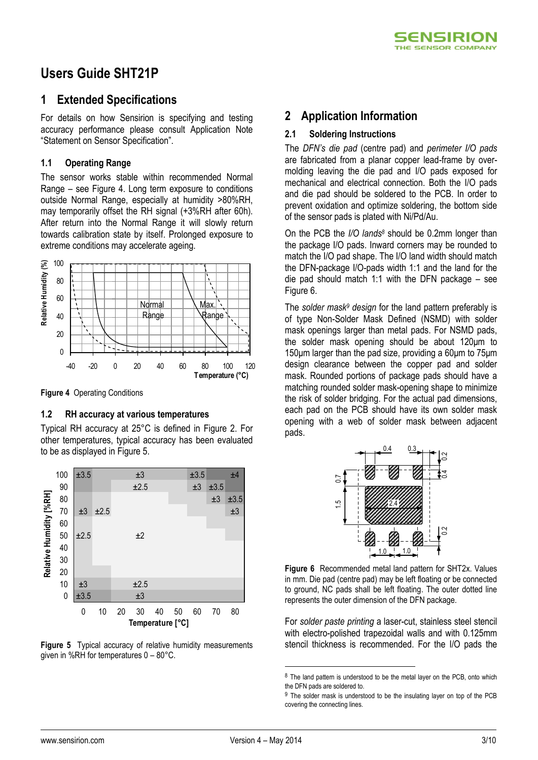# Users Guide SHT21P

## 1 Extended Specifications

For details on how Sensirion is specifying and testing accuracy performance please consult Application Note "Statement on Sensor Specification".

### 1.1 Operating Range

The sensor works stable within recommended Normal Range – see Figure 4. Long term exposure to conditions outside Normal Range, especially at humidity >80%RH, may temporarily offset the RH signal (+3%RH after 60h). After return into the Normal Range it will slowly return towards calibration state by itself. Prolonged exposure to extreme conditions may accelerate ageing.

**Figure 4** Operating Conditions

### 1.2 RH accuracy at various temperatures

Typical RH accuracy at 25°C is defined in Figure 2. For other temperatures, typical accuracy has been evaluated to be as displayed in Figure 5.

**Figure 5** Typical accuracy of relative humidity measurements given in %RH for temperatures 0 – 80°C.

## 2 Application Information

### 2.1 Soldering Instructions

The *DFN's die pad* (centre pad) and *perimeter I/O pads* are fabricated from a planar copper lead-frame by over-molding leaving the die pad and I/O pads exposed for mechanical and electrical connection. Both the I/O pads and die pad should be soldered to the PCB. In order to prevent oxidation and optimize soldering, the bottom side of the sensor pads is plated with Ni/Pd/Au.

On the PCB the *I/O lands*[8] should be 0.2mm longer than the package I/O pads. Inward corners may be rounded to match the I/O pad shape. The I/O land width should match the DFN-package I/O-pads width 1:1 and the land for the die pad should match 1:1 with the DFN package – see Figure 6.

The *solder mask*[9] *design* for the land pattern preferably is of type Non-Solder Mask Defined (NSMD) with solder mask openings larger than metal pads. For NSMD pads, the solder mask opening should be about 120µm to 150µm larger than the pad size, providing a 60µm to 75µm design clearance between the copper pad and solder mask. Rounded portions of package pads should have a matching rounded solder mask-opening shape to minimize the risk of solder bridging. For the actual pad dimensions, each pad on the PCB should have its own solder mask opening with a web of solder mask between adjacent pads.

**Figure 6** Recommended metal land pattern for SHT2x. Values in mm. Die pad (centre pad) may be left floating or be connected to ground, NC pads shall be left floating. The outer dotted line represents the outer dimension of the DFN package.

For *solder paste printing* a laser-cut, stainless steel stencil with electro-polished trapezoidal walls and with 0.125mm stencil thickness is recommended. For the I/O pads the

[8] The land pattern is understood to be the metal layer on the PCB, onto which the DFN pads are soldered to.

[9] The solder mask is understood to be the insulating layer on top of the PCB covering the connecting lines.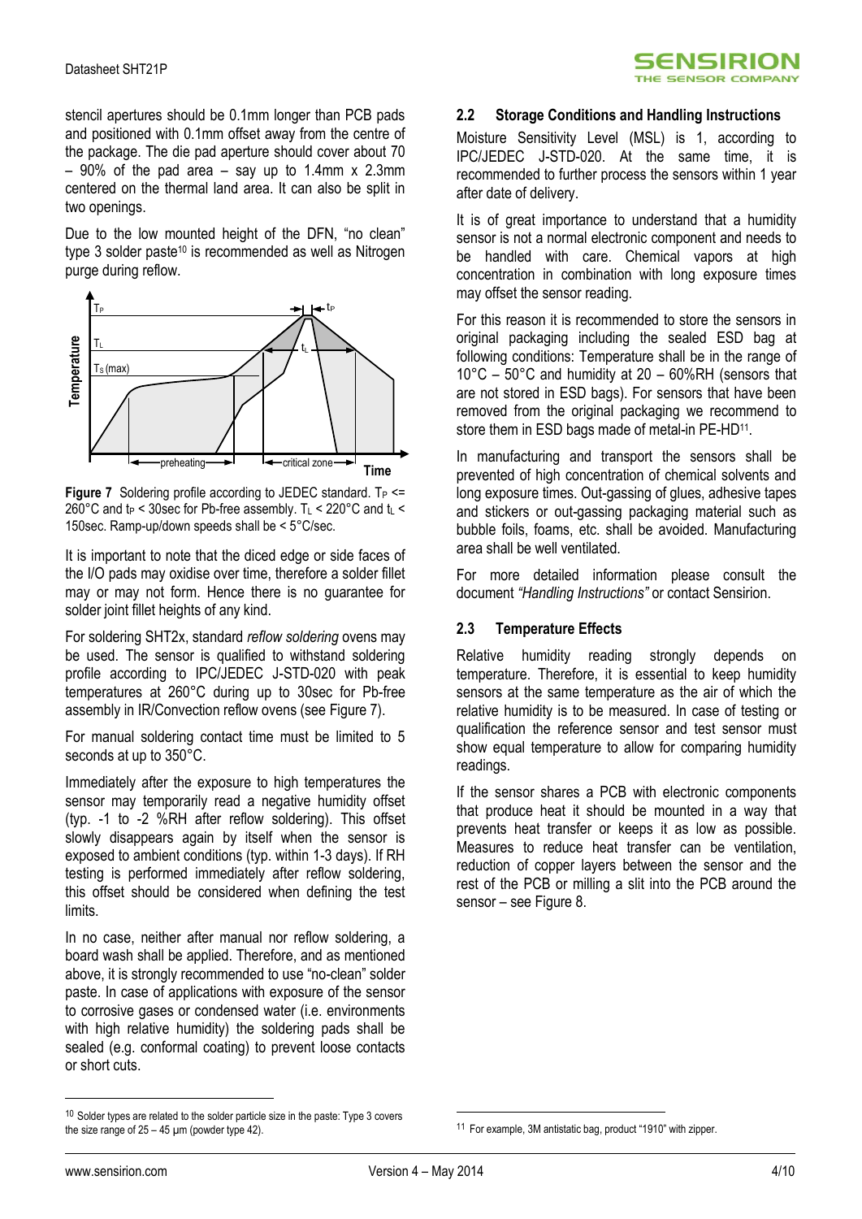stencil apertures should be 0.1mm longer than PCB pads and positioned with 0.1mm offset away from the centre of the package. The die pad aperture should cover about 70 – 90% of the pad area – say up to 1.4mm x 2.3mm centered on the thermal land area. It can also be split in two openings.

Due to the low mounted height of the DFN, "no clean" type 3 solder paste[10] is recommended as well as Nitrogen purge during reflow.

**Figure 7** Soldering profile according to JEDEC standard. $T_P$ <= 260°C and $t_P$ < 30sec for Pb-free assembly. $T_L$ < 220°C and $t_L$ < 150sec. Ramp-up/down speeds shall be < 5°C/sec.

It is important to note that the diced edge or side faces of the I/O pads may oxidise over time, therefore a solder fillet may or may not form. Hence there is no guarantee for solder joint fillet heights of any kind.

For soldering SHT2x, standard *reflow soldering* ovens may be used. The sensor is qualified to withstand soldering profile according to IPC/JEDEC J-STD-020 with peak temperatures at 260°C during up to 30sec for Pb-free assembly in IR/Convection reflow ovens (see Figure 7).

For manual soldering contact time must be limited to 5 seconds at up to 350°C.

Immediately after the exposure to high temperatures the sensor may temporarily read a negative humidity offset (typ. -1 to -2 %RH after reflow soldering). This offset slowly disappears again by itself when the sensor is exposed to ambient conditions (typ. within 1-3 days). If RH testing is performed immediately after reflow soldering, this offset should be considered when defining the test limits.

In no case, neither after manual nor reflow soldering, a board wash shall be applied. Therefore, and as mentioned above, it is strongly recommended to use "no-clean" solder paste. In case of applications with exposure of the sensor to corrosive gases or condensed water (i.e. environments with high relative humidity) the soldering pads shall be sealed (e.g. conformal coating) to prevent loose contacts or short cuts.

## 2.2 Storage Conditions and Handling Instructions

Moisture Sensitivity Level (MSL) is 1, according to IPC/JEDEC J-STD-020. At the same time, it is recommended to further process the sensors within 1 year after date of delivery.

It is of great importance to understand that a humidity sensor is not a normal electronic component and needs to be handled with care. Chemical vapors at high concentration in combination with long exposure times may offset the sensor reading.

For this reason it is recommended to store the sensors in original packaging including the sealed ESD bag at following conditions: Temperature shall be in the range of 10°C – 50°C and humidity at 20 – 60%RH (sensors that are not stored in ESD bags). For sensors that have been removed from the original packaging we recommend to store them in ESD bags made of metal-in PE-HD[11].

In manufacturing and transport the sensors shall be prevented of high concentration of chemical solvents and long exposure times. Out-gassing of glues, adhesive tapes and stickers or out-gassing packaging material such as bubble foils, foams, etc. shall be avoided. Manufacturing area shall be well ventilated.

For more detailed information please consult the document *"Handling Instructions"* or contact Sensirion.

## 2.3 Temperature Effects

Relative humidity reading strongly depends on temperature. Therefore, it is essential to keep humidity sensors at the same temperature as the air of which the relative humidity is to be measured. In case of testing or qualification the reference sensor and test sensor must show equal temperature to allow for comparing humidity readings.

If the sensor shares a PCB with electronic components that produce heat it should be mounted in a way that prevents heat transfer or keeps it as low as possible. Measures to reduce heat transfer can be ventilation, reduction of copper layers between the sensor and the rest of the PCB or milling a slit into the PCB around the sensor – see Figure 8.

---

[10] Solder types are related to the solder particle size in the paste: Type 3 covers the size range of 25 – 45 µm (powder type 42).

[11] For example, 3M antistatic bag, product "1910" with zipper.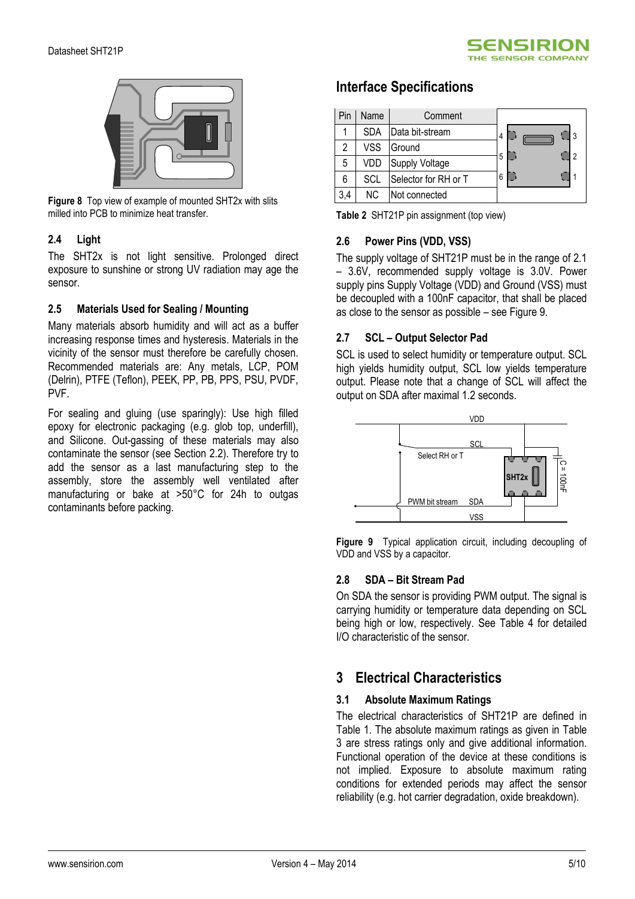Figure 8 Top view of example of mounted SHT2x with slits milled into PCB to minimize heat transfer.

### 2.4 Light

The SHT2x is not light sensitive. Prolonged direct exposure to sunshine or strong UV radiation may age the sensor.

### 2.5 Materials Used for Sealing / Mounting

Many materials absorb humidity and will act as a buffer increasing response times and hysteresis. Materials in the vicinity of the sensor must therefore be carefully chosen. Recommended materials are: Any metals, LCP, POM (Delrin), PTFE (Teflon), PEEK, PP, PB, PPS, PSU, PVDF, PVF.

For sealing and gluing (use sparingly): Use high filled epoxy for electronic packaging (e.g. glob top, underfill), and Silicone. Out-gassing of these materials may also contaminate the sensor (see Section 2.2). Therefore try to add the sensor as a last manufacturing step to the assembly, store the assembly well ventilated after manufacturing or bake at >50°C for 24h to outgas contaminants before packing.

## Interface Specifications

| Pin | Name | Comment |
|---|---|---|
| 1 | SDA | Data bit-stream |
| 2 | VSS | Ground |
| 5 | VDD | Supply Voltage |
| 6 | SCL | Selector for RH or T |
| 3,4 | NC | Not connected |

**Table 2** SHT21P pin assignment (top view)

### 2.6 Power Pins (VDD, VSS)

The supply voltage of SHT21P must be in the range of 2.1 – 3.6V, recommended supply voltage is 3.0V. Power supply pins Supply Voltage (VDD) and Ground (VSS) must be decoupled with a 100nF capacitor, that shall be placed as close to the sensor as possible – see Figure 9.

### 2.7 SCL – Output Selector Pad

SCL is used to select humidity or temperature output. SCL high yields humidity output, SCL low yields temperature output. Please note that a change of SCL will affect the output on SDA after maximal 1.2 seconds.

**Figure 9** Typical application circuit, including decoupling of VDD and VSS by a capacitor.

### 2.8 SDA – Bit Stream Pad

On SDA the sensor is providing PWM output. The signal is carrying humidity or temperature data depending on SCL being high or low, respectively. See Table 4 for detailed I/O characteristic of the sensor.

## 3 Electrical Characteristics

### 3.1 Absolute Maximum Ratings

The electrical characteristics of SHT21P are defined in Table 1. The absolute maximum ratings as given in Table 3 are stress ratings only and give additional information. Functional operation of the device at these conditions is not implied. Exposure to absolute maximum rating conditions for extended periods may affect the sensor reliability (e.g. hot carrier degradation, oxide breakdown).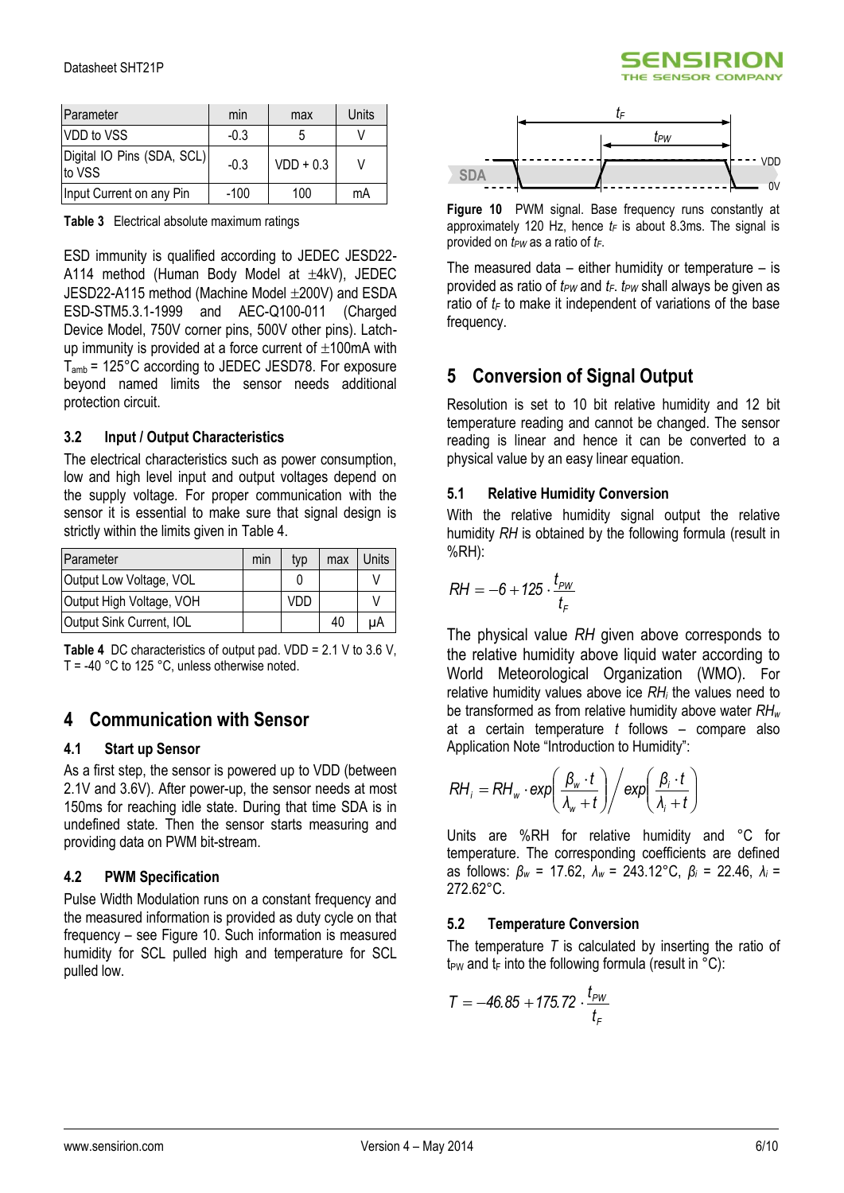| Parameter | min | max | Units |
|---|---|---|---|
| VDD to VSS | -0.3 | 5 | V |
| Digital IO Pins (SDA, SCL) to VSS | -0.3 | VDD + 0.3 | V |
| Input Current on any Pin | -100 | 100 | mA |

**Table 3** Electrical absolute maximum ratings

ESD immunity is qualified according to JEDEC JESD22-A114 method (Human Body Model at ±4kV), JEDEC JESD22-A115 method (Machine Model ±200V) and ESDA ESD-STM5.3.1-1999 and AEC-Q100-011 (Charged Device Model, 750V corner pins, 500V other pins). Latch-up immunity is provided at a force current of ±100mA with $T_{amb}$ = 125°C according to JEDEC JESD78. For exposure beyond named limits the sensor needs additional protection circuit.

### 3.2 Input / Output Characteristics

The electrical characteristics such as power consumption, low and high level input and output voltages depend on the supply voltage. For proper communication with the sensor it is essential to make sure that signal design is strictly within the limits given in Table 4.

| Parameter | min | typ | max | Units |
|---|---|---|---|---|
| Output Low Voltage, VOL | | 0 | | V |
| Output High Voltage, VOH | | VDD | | V |
| Output Sink Current, IOL | | | 40 | µA |

**Table 4** DC characteristics of output pad. VDD = 2.1 V to 3.6 V, T = -40 °C to 125 °C, unless otherwise noted.

## 4 Communication with Sensor

### 4.1 Start up Sensor

As a first step, the sensor is powered up to VDD (between 2.1V and 3.6V). After power-up, the sensor needs at most 150ms for reaching idle state. During that time SDA is in undefined state. Then the sensor starts measuring and providing data on PWM bit-stream.

### 4.2 PWM Specification

Pulse Width Modulation runs on a constant frequency and the measured information is provided as duty cycle on that frequency – see Figure 10. Such information is measured humidity for SCL pulled high and temperature for SCL pulled low.

**Figure 10** PWM signal. Base frequency runs constantly at approximately 120 Hz, hence $t_F$ is about 8.3ms. The signal is provided on $t_{PW}$ as a ratio of $t_F$.

The measured data – either humidity or temperature – is provided as ratio of $t_{PW}$ and $t_F$. $t_{PW}$ shall always be given as ratio of $t_F$ to make it independent of variations of the base frequency.

## 5 Conversion of Signal Output

Resolution is set to 10 bit relative humidity and 12 bit temperature reading and cannot be changed. The sensor reading is linear and hence it can be converted to a physical value by an easy linear equation.

### 5.1 Relative Humidity Conversion

With the relative humidity signal output the relative humidity *RH* is obtained by the following formula (result in %RH):

$$RH = -6 + 125 \cdot \frac{t_{PW}}{t_F}$$

The physical value *RH* given above corresponds to the relative humidity above liquid water according to World Meteorological Organization (WMO). For relative humidity values above ice $RH_i$ the values need to be transformed as from relative humidity above water $RH_w$ at a certain temperature *t* follows – compare also Application Note "Introduction to Humidity":

$$RH_i = RH_w \cdot exp\left(\frac{\beta_w \cdot t}{\lambda_w + t}\right) \Big/ exp\left(\frac{\beta_i \cdot t}{\lambda_i + t}\right)$$

Units are %RH for relative humidity and °C for temperature. The corresponding coefficients are defined as follows: $\beta_w$ = 17.62, $\lambda_w$ = 243.12°C, $\beta_i$ = 22.46, $\lambda_i$ = 272.62°C.

### 5.2 Temperature Conversion

The temperature *T* is calculated by inserting the ratio of $t_{PW}$ and $t_F$ into the following formula (result in °C):

$$T = -46.85 + 175.72 \cdot \frac{t_{PW}}{t_F}$$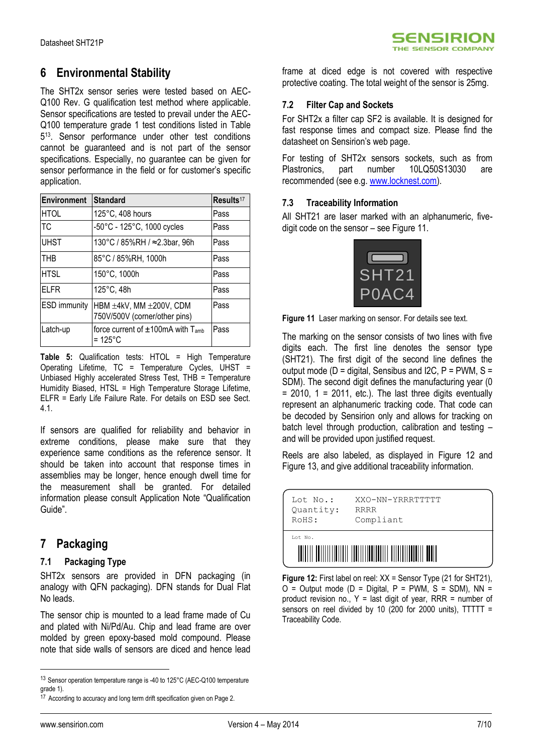## 6 Environmental Stability

The SHT2x sensor series were tested based on AEC-Q100 Rev. G qualification test method where applicable. Sensor specifications are tested to prevail under the AEC-Q100 temperature grade 1 test conditions listed in Table 5[13]. Sensor performance under other test conditions cannot be guaranteed and is not part of the sensor specifications. Especially, no guarantee can be given for sensor performance in the field or for customer's specific application.

| Environment | Standard | Results[17] |
|---|---|---|
| HTOL | 125°C, 408 hours | Pass |
| TC | -50°C - 125°C, 1000 cycles | Pass |
| UHST | 130°C / 85%RH / ≈2.3bar, 96h | Pass |
| THB | 85°C / 85%RH, 1000h | Pass |
| HTSL | 150°C, 1000h | Pass |
| ELFR | 125°C, 48h | Pass |
| ESD immunity | HBM ±4kV, MM ±200V, CDM 750V/500V (corner/other pins) | Pass |
| Latch-up | force current of ±100mA with $T_{amb}$ = 125°C | Pass |

**Table 5:** Qualification tests: HTOL = High Temperature Operating Lifetime, TC = Temperature Cycles, UHST = Unbiased Highly accelerated Stress Test, THB = Temperature Humidity Biased, HTSL = High Temperature Storage Lifetime, ELFR = Early Life Failure Rate. For details on ESD see Sect. 4.1.

If sensors are qualified for reliability and behavior in extreme conditions, please make sure that they experience same conditions as the reference sensor. It should be taken into account that response times in assemblies may be longer, hence enough dwell time for the measurement shall be granted. For detailed information please consult Application Note "Qualification Guide".

## 7 Packaging

### 7.1 Packaging Type

SHT2x sensors are provided in DFN packaging (in analogy with QFN packaging). DFN stands for Dual Flat No leads.

The sensor chip is mounted to a lead frame made of Cu and plated with Ni/Pd/Au. Chip and lead frame are over molded by green epoxy-based mold compound. Please note that side walls of sensors are diced and hence lead frame at diced edge is not covered with respective protective coating. The total weight of the sensor is 25mg.

### 7.2 Filter Cap and Sockets

For SHT2x a filter cap SF2 is available. It is designed for fast response times and compact size. Please find the datasheet on Sensirion's web page.

For testing of SHT2x sensors sockets, such as from Plastronics, part number 10LQ50S13030 are recommended (see e.g. www.locknest.com).

### 7.3 Traceability Information

All SHT21 are laser marked with an alphanumeric, five-digit code on the sensor – see Figure 11.

SHT21
P0AC4

**Figure 11** Laser marking on sensor. For details see text.

The marking on the sensor consists of two lines with five digits each. The first line denotes the sensor type (SHT21). The first digit of the second line defines the output mode (D = digital, Sensibus and I2C, P = PWM, S = SDM). The second digit defines the manufacturing year (0 = 2010, 1 = 2011, etc.). The last three digits eventually represent an alphanumeric tracking code. That code can be decoded by Sensirion only and allows for tracking on batch level through production, calibration and testing – and will be provided upon justified request.

Reels are also labeled, as displayed in Figure 12 and Figure 13, and give additional traceability information.

```
Lot No.:    XXO-NN-YRRRTTTTT
Quantity:   RRRR
RoHS:       Compliant

Lot No.
```

**Figure 12:** First label on reel: XX = Sensor Type (21 for SHT21), O = Output mode (D = Digital, P = PWM, S = SDM), NN = product revision no., Y = last digit of year, RRR = number of sensors on reel divided by 10 (200 for 2000 units), TTTTT = Traceability Code.

---

[13] Sensor operation temperature range is -40 to 125°C (AEC-Q100 temperature grade 1).

[17] According to accuracy and long term drift specification given on Page 2.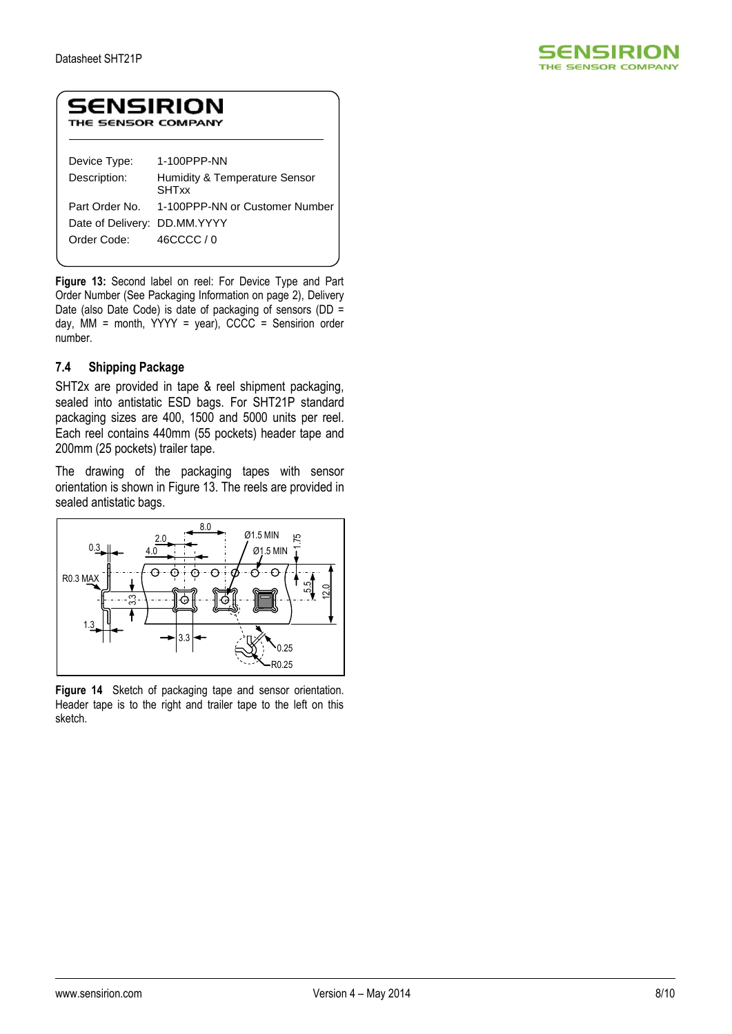**SENSIRION**
THE SENSOR COMPANY

| | |
|---|---|
| Device Type: | 1-100PPP-NN |
| Description: | Humidity & Temperature Sensor SHTxx |
| Part Order No. | 1-100PPP-NN or Customer Number |
| Date of Delivery: | DD.MM.YYYY |
| Order Code: | 46CCCC / 0 |

**Figure 13:** Second label on reel: For Device Type and Part Order Number (See Packaging Information on page 2), Delivery Date (also Date Code) is date of packaging of sensors (DD = day, MM = month, YYYY = year), CCCC = Sensirion order number.

### 7.4 Shipping Package

SHT2x are provided in tape & reel shipment packaging, sealed into antistatic ESD bags. For SHT21P standard packaging sizes are 400, 1500 and 5000 units per reel. Each reel contains 440mm (55 pockets) header tape and 200mm (25 pockets) trailer tape.

The drawing of the packaging tapes with sensor orientation is shown in Figure 13. The reels are provided in sealed antistatic bags.

**Figure 14** Sketch of packaging tape and sensor orientation. Header tape is to the right and trailer tape to the left on this sketch.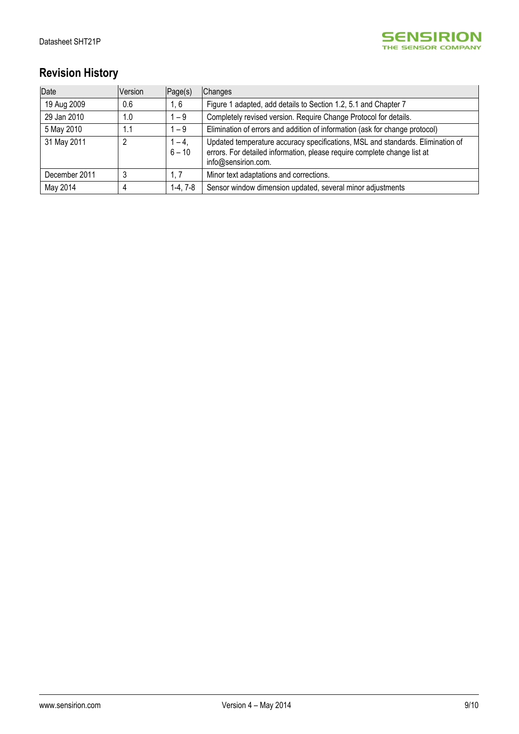## Revision History

| Date | Version | Page(s) | Changes |
|---|---|---|---|
| 19 Aug 2009 | 0.6 | 1, 6 | Figure 1 adapted, add details to Section 1.2, 5.1 and Chapter 7 |
| 29 Jan 2010 | 1.0 | 1 – 9 | Completely revised version. Require Change Protocol for details. |
| 5 May 2010 | 1.1 | 1 – 9 | Elimination of errors and addition of information (ask for change protocol) |
| 31 May 2011 | 2 | 1 – 4, 6 – 10 | Updated temperature accuracy specifications, MSL and standards. Elimination of errors. For detailed information, please require complete change list at info@sensirion.com. |
| December 2011 | 3 | 1, 7 | Minor text adaptations and corrections. |
| May 2014 | 4 | 1-4, 7-8 | Sensor window dimension updated, several minor adjustments |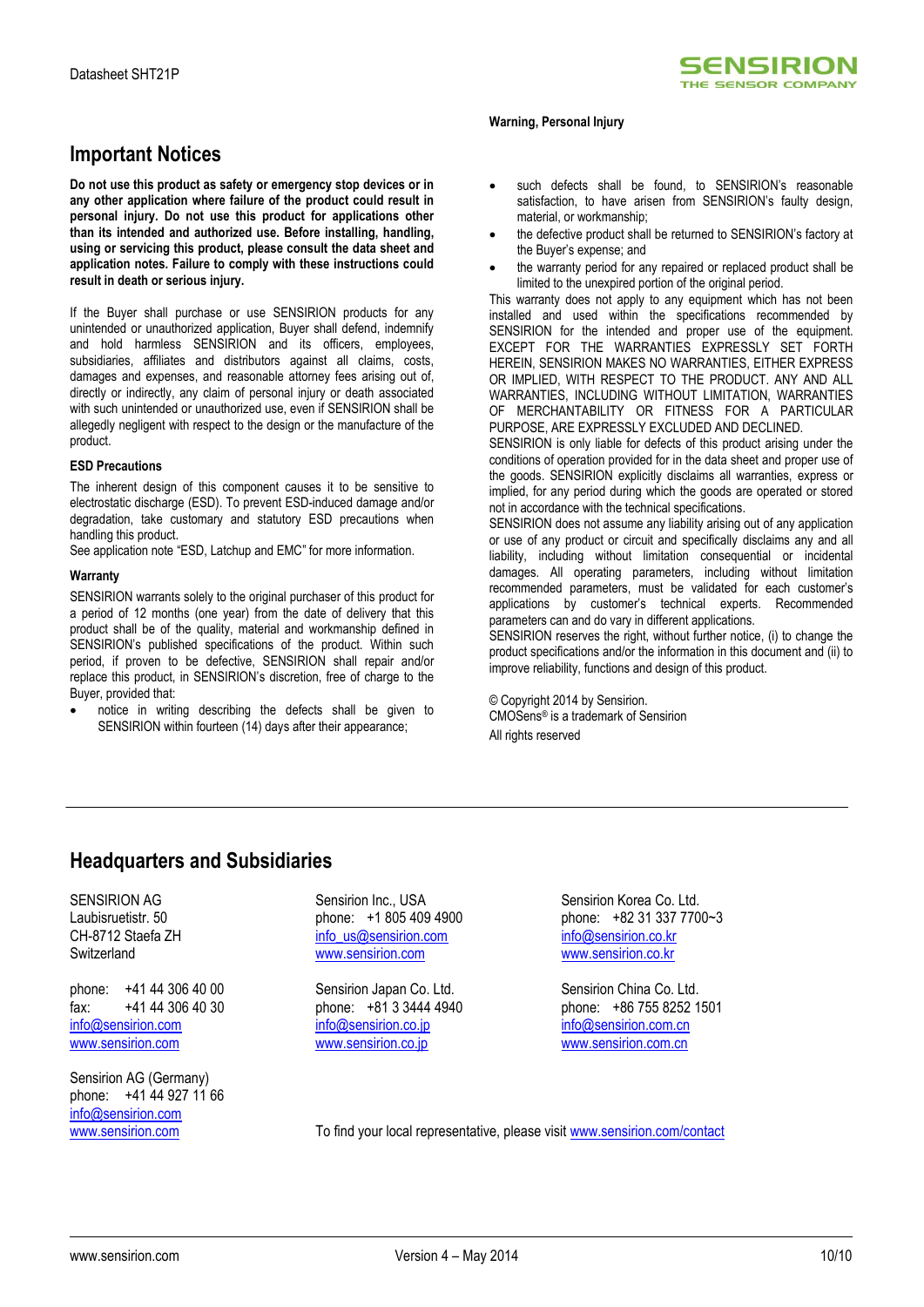## Important Notices

**Warning, Personal Injury**

**Do not use this product as safety or emergency stop devices or in any other application where failure of the product could result in personal injury. Do not use this product for applications other than its intended and authorized use. Before installing, handling, using or servicing this product, please consult the data sheet and application notes. Failure to comply with these instructions could result in death or serious injury.**

If the Buyer shall purchase or use SENSIRION products for any unintended or unauthorized application, Buyer shall defend, indemnify and hold harmless SENSIRION and its officers, employees, subsidiaries, affiliates and distributors against all claims, costs, damages and expenses, and reasonable attorney fees arising out of, directly or indirectly, any claim of personal injury or death associated with such unintended or unauthorized use, even if SENSIRION shall be allegedly negligent with respect to the design or the manufacture of the product.

### ESD Precautions

The inherent design of this component causes it to be sensitive to electrostatic discharge (ESD). To prevent ESD-induced damage and/or degradation, take customary and statutory ESD precautions when handling this product.
See application note "ESD, Latchup and EMC" for more information.

### Warranty

SENSIRION warrants solely to the original purchaser of this product for a period of 12 months (one year) from the date of delivery that this product shall be of the quality, material and workmanship defined in SENSIRION's published specifications of the product. Within such period, if proven to be defective, SENSIRION shall repair and/or replace this product, in SENSIRION's discretion, free of charge to the Buyer, provided that:

- notice in writing describing the defects shall be given to SENSIRION within fourteen (14) days after their appearance;
- such defects shall be found, to SENSIRION's reasonable satisfaction, to have arisen from SENSIRION's faulty design, material, or workmanship;
- the defective product shall be returned to SENSIRION's factory at the Buyer's expense; and
- the warranty period for any repaired or replaced product shall be limited to the unexpired portion of the original period.

This warranty does not apply to any equipment which has not been installed and used within the specifications recommended by SENSIRION for the intended and proper use of the equipment. EXCEPT FOR THE WARRANTIES EXPRESSLY SET FORTH HEREIN, SENSIRION MAKES NO WARRANTIES, EITHER EXPRESS OR IMPLIED, WITH RESPECT TO THE PRODUCT. ANY AND ALL WARRANTIES, INCLUDING WITHOUT LIMITATION, WARRANTIES OF MERCHANTABILITY OR FITNESS FOR A PARTICULAR PURPOSE, ARE EXPRESSLY EXCLUDED AND DECLINED.

SENSIRION is only liable for defects of this product arising under the conditions of operation provided for in the data sheet and proper use of the goods. SENSIRION explicitly disclaims all warranties, express or implied, for any period during which the goods are operated or stored not in accordance with the technical specifications.

SENSIRION does not assume any liability arising out of any application or use of any product or circuit and specifically disclaims any and all liability, including without limitation consequential or incidental damages. All operating parameters, including without limitation recommended parameters, must be validated for each customer's applications by customer's technical experts. Recommended parameters can and do vary in different applications.

SENSIRION reserves the right, without further notice, (i) to change the product specifications and/or the information in this document and (ii) to improve reliability, functions and design of this product.

© Copyright 2014 by Sensirion.
CMOSens® is a trademark of Sensirion
All rights reserved

## Headquarters and Subsidiaries

SENSIRION AG
Laubisruetistr. 50
CH-8712 Staefa ZH
Switzerland

phone: +41 44 306 40 00
fax: +41 44 306 40 30
info@sensirion.com
www.sensirion.com

Sensirion AG (Germany)
phone: +41 44 927 11 66
info@sensirion.com
www.sensirion.com

Sensirion Inc., USA
phone: +1 805 409 4900
info_us@sensirion.com
www.sensirion.com

Sensirion Japan Co. Ltd.
phone: +81 3 3444 4940
info@sensirion.co.jp
www.sensirion.co.jp

Sensirion Korea Co. Ltd.
phone: +82 31 337 7700~3
info@sensirion.co.kr
www.sensirion.co.kr

Sensirion China Co. Ltd.
phone: +86 755 8252 1501
info@sensirion.com.cn
www.sensirion.com.cn

To find your local representative, please visit www.sensirion.com/contact